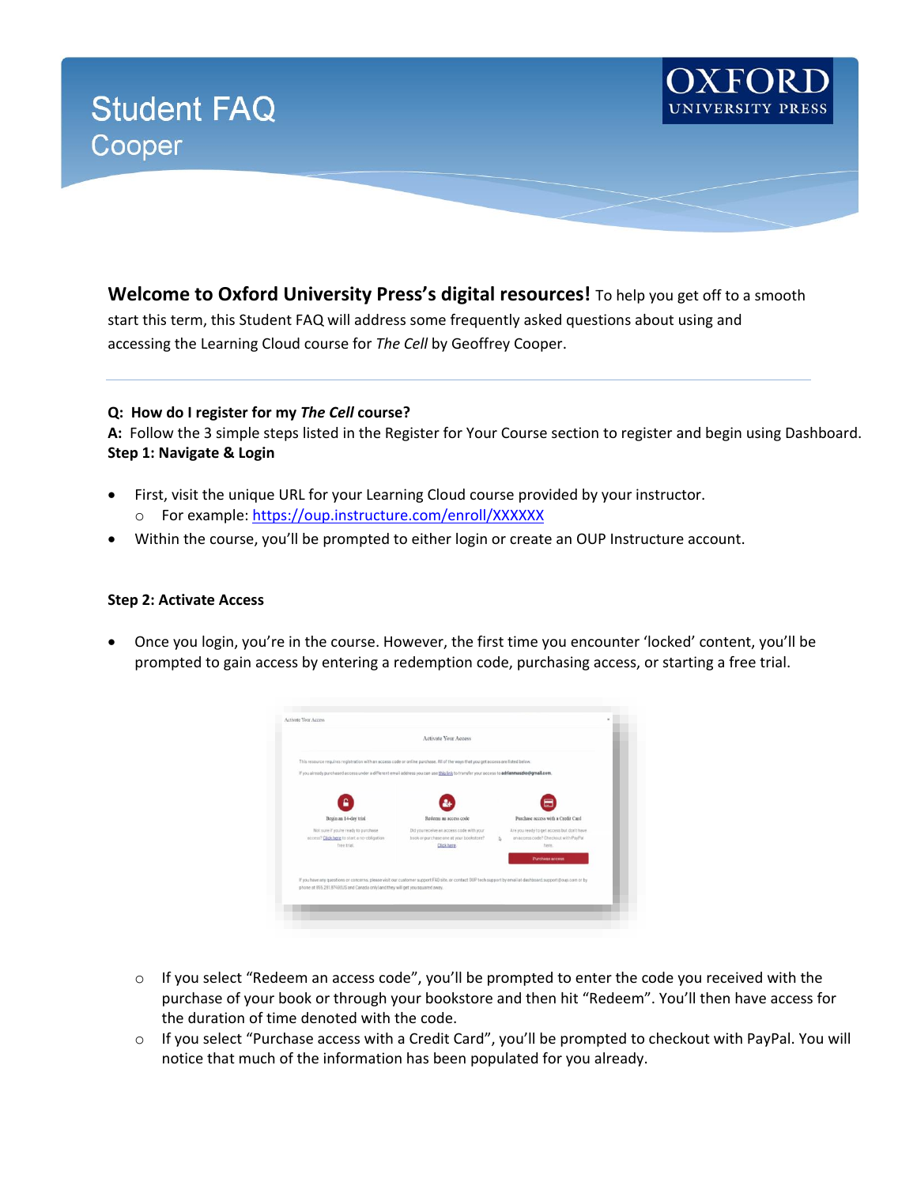# Student FAQ
## Cooper

**Welcome to Oxford University Press's digital resources!** To help you get off to a smooth start this term, this Student FAQ will address some frequently asked questions about using and accessing the Learning Cloud course for *The Cell* by Geoffrey Cooper.

---

**Q: How do I register for my *The Cell* course?**

**A:** Follow the 3 simple steps listed in the Register for Your Course section to register and begin using Dashboard.

**Step 1: Navigate & Login**

- First, visit the unique URL for your Learning Cloud course provided by your instructor.
  - For example: https://oup.instructure.com/enroll/XXXXXX
- Within the course, you'll be prompted to either login or create an OUP Instructure account.

**Step 2: Activate Access**

- Once you login, you're in the course. However, the first time you encounter 'locked' content, you'll be prompted to gain access by entering a redemption code, purchasing access, or starting a free trial.
  - If you select "Redeem an access code", you'll be prompted to enter the code you received with the purchase of your book or through your bookstore and then hit "Redeem". You'll then have access for the duration of time denoted with the code.
  - If you select "Purchase access with a Credit Card", you'll be prompted to checkout with PayPal. You will notice that much of the information has been populated for you already.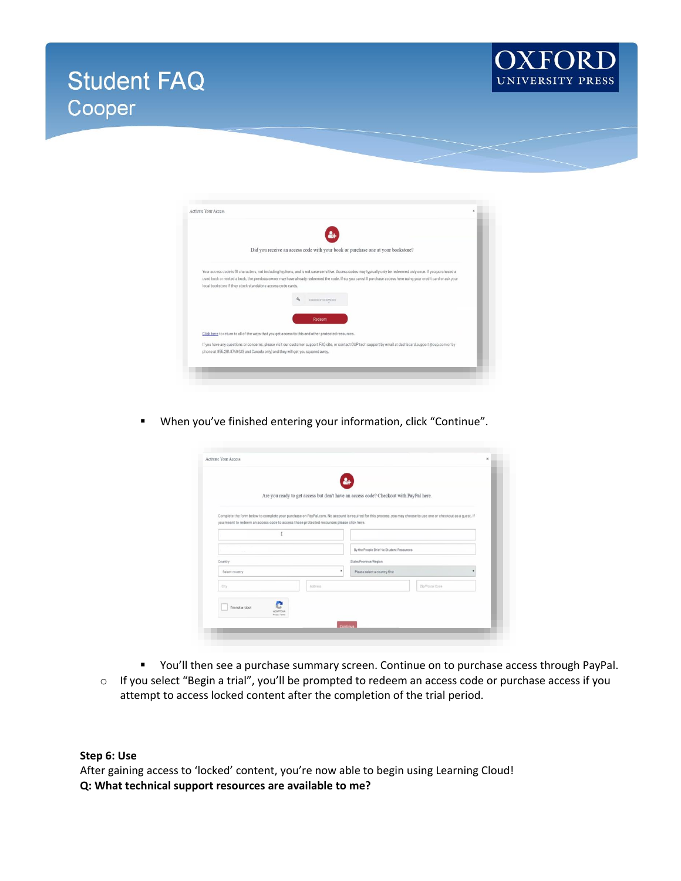- When you've finished entering your information, click "Continue".

- You'll then see a purchase summary screen. Continue on to purchase access through PayPal.

- If you select "Begin a trial", you'll be prompted to redeem an access code or purchase access if you attempt to access locked content after the completion of the trial period.

**Step 6: Use**

After gaining access to 'locked' content, you're now able to begin using Learning Cloud!

**Q: What technical support resources are available to me?**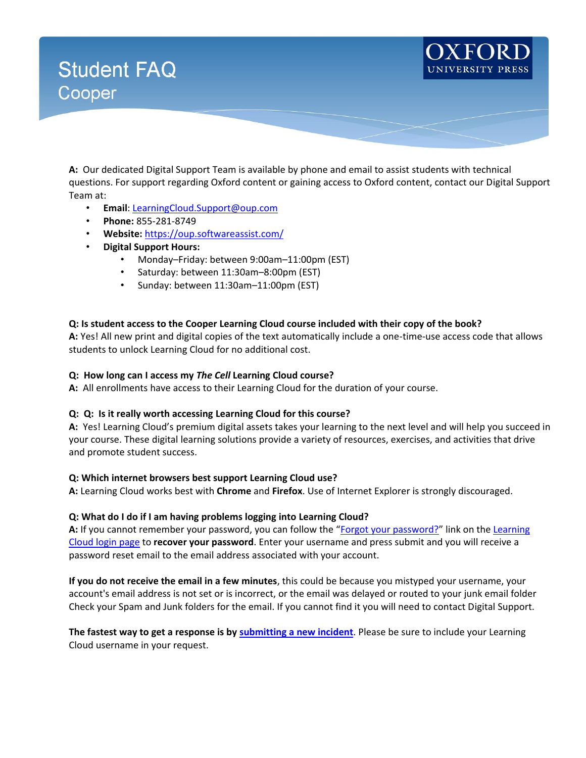# Student FAQ

## Cooper

**A:** Our dedicated Digital Support Team is available by phone and email to assist students with technical questions. For support regarding Oxford content or gaining access to Oxford content, contact our Digital Support Team at:

- **Email**: LearningCloud.Support@oup.com
- **Phone:** 855-281-8749
- **Website:** https://oup.softwareassist.com/
- **Digital Support Hours:**
  - Monday–Friday: between 9:00am–11:00pm (EST)
  - Saturday: between 11:30am–8:00pm (EST)
  - Sunday: between 11:30am–11:00pm (EST)

**Q: Is student access to the Cooper Learning Cloud course included with their copy of the book?**
**A:** Yes! All new print and digital copies of the text automatically include a one-time-use access code that allows students to unlock Learning Cloud for no additional cost.

**Q: How long can I access my *The Cell* Learning Cloud course?**
**A:** All enrollments have access to their Learning Cloud for the duration of your course.

**Q: Q: Is it really worth accessing Learning Cloud for this course?**
**A:** Yes! Learning Cloud's premium digital assets takes your learning to the next level and will help you succeed in your course. These digital learning solutions provide a variety of resources, exercises, and activities that drive and promote student success.

**Q: Which internet browsers best support Learning Cloud use?**
**A:** Learning Cloud works best with **Chrome** and **Firefox**. Use of Internet Explorer is strongly discouraged.

**Q: What do I do if I am having problems logging into Learning Cloud?**
**A:** If you cannot remember your password, you can follow the "Forgot your password?" link on the Learning Cloud login page to **recover your password**. Enter your username and press submit and you will receive a password reset email to the email address associated with your account.

**If you do not receive the email in a few minutes**, this could be because you mistyped your username, your account's email address is not set or is incorrect, or the email was delayed or routed to your junk email folder Check your Spam and Junk folders for the email. If you cannot find it you will need to contact Digital Support.

**The fastest way to get a response is by submitting a new incident**. Please be sure to include your Learning Cloud username in your request.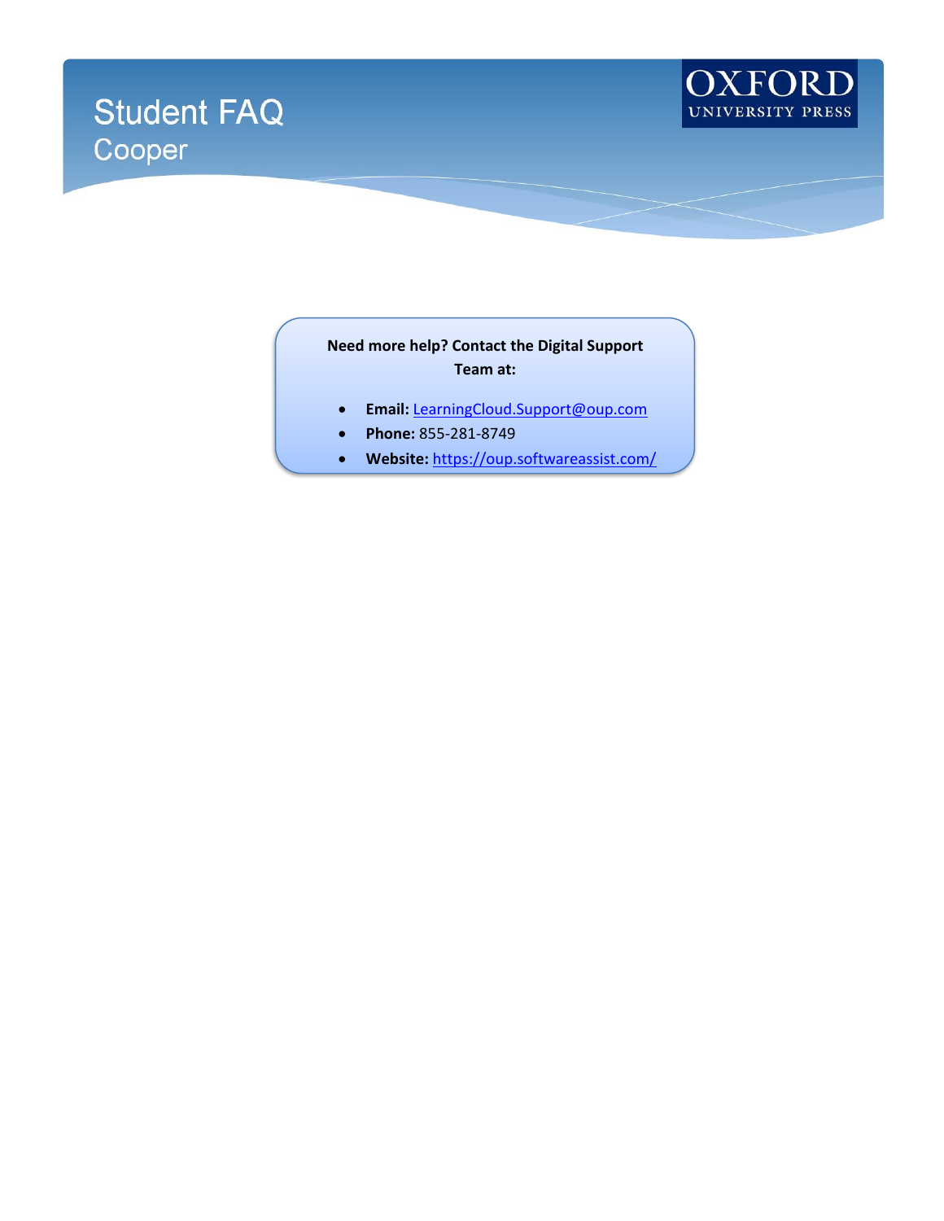# Student FAQ

## Cooper

OXFORD UNIVERSITY PRESS

**Need more help? Contact the Digital Support Team at:**

- **Email:** LearningCloud.Support@oup.com
- **Phone:** 855-281-8749
- **Website:** https://oup.softwareassist.com/